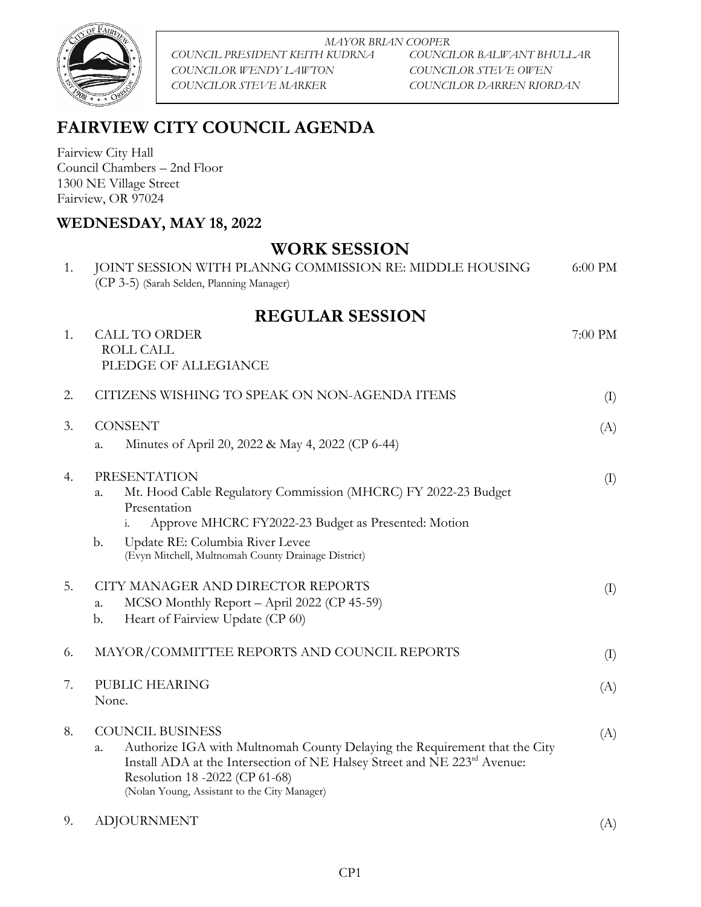*MAYOR BRIAN COOPER*
*COUNCIL PRESIDENT KEITH KUDRNA* *COUNCILOR BALWANT BHULLAR*
*COUNCILOR WENDY LAWTON* *COUNCILOR STEVE OWEN*
*COUNCILOR STEVE MARKER* *COUNCILOR DARREN RIORDAN*

# FAIRVIEW CITY COUNCIL AGENDA

Fairview City Hall
Council Chambers – 2nd Floor
1300 NE Village Street
Fairview, OR 97024

## WEDNESDAY, MAY 18, 2022

## WORK SESSION

1. JOINT SESSION WITH PLANNG COMMISSION RE: MIDDLE HOUSING (CP 3-5) (Sarah Selden, Planning Manager) — 6:00 PM

## REGULAR SESSION

1. CALL TO ORDER — 7:00 PM
   ROLL CALL
   PLEDGE OF ALLEGIANCE

2. CITIZENS WISHING TO SPEAK ON NON-AGENDA ITEMS — (I)

3. CONSENT — (A)
   a. Minutes of April 20, 2022 & May 4, 2022 (CP 6-44)

4. PRESENTATION — (I)
   a. Mt. Hood Cable Regulatory Commission (MHCRC) FY 2022-23 Budget Presentation
      i. Approve MHCRC FY2022-23 Budget as Presented: Motion
   b. Update RE: Columbia River Levee
      (Evyn Mitchell, Multnomah County Drainage District)

5. CITY MANAGER AND DIRECTOR REPORTS — (I)
   a. MCSO Monthly Report – April 2022 (CP 45-59)
   b. Heart of Fairview Update (CP 60)

6. MAYOR/COMMITTEE REPORTS AND COUNCIL REPORTS — (I)

7. PUBLIC HEARING — (A)
   None.

8. COUNCIL BUSINESS — (A)
   a. Authorize IGA with Multnomah County Delaying the Requirement that the City Install ADA at the Intersection of NE Halsey Street and NE 223rd Avenue: Resolution 18 -2022 (CP 61-68)
      (Nolan Young, Assistant to the City Manager)

9. ADJOURNMENT — (A)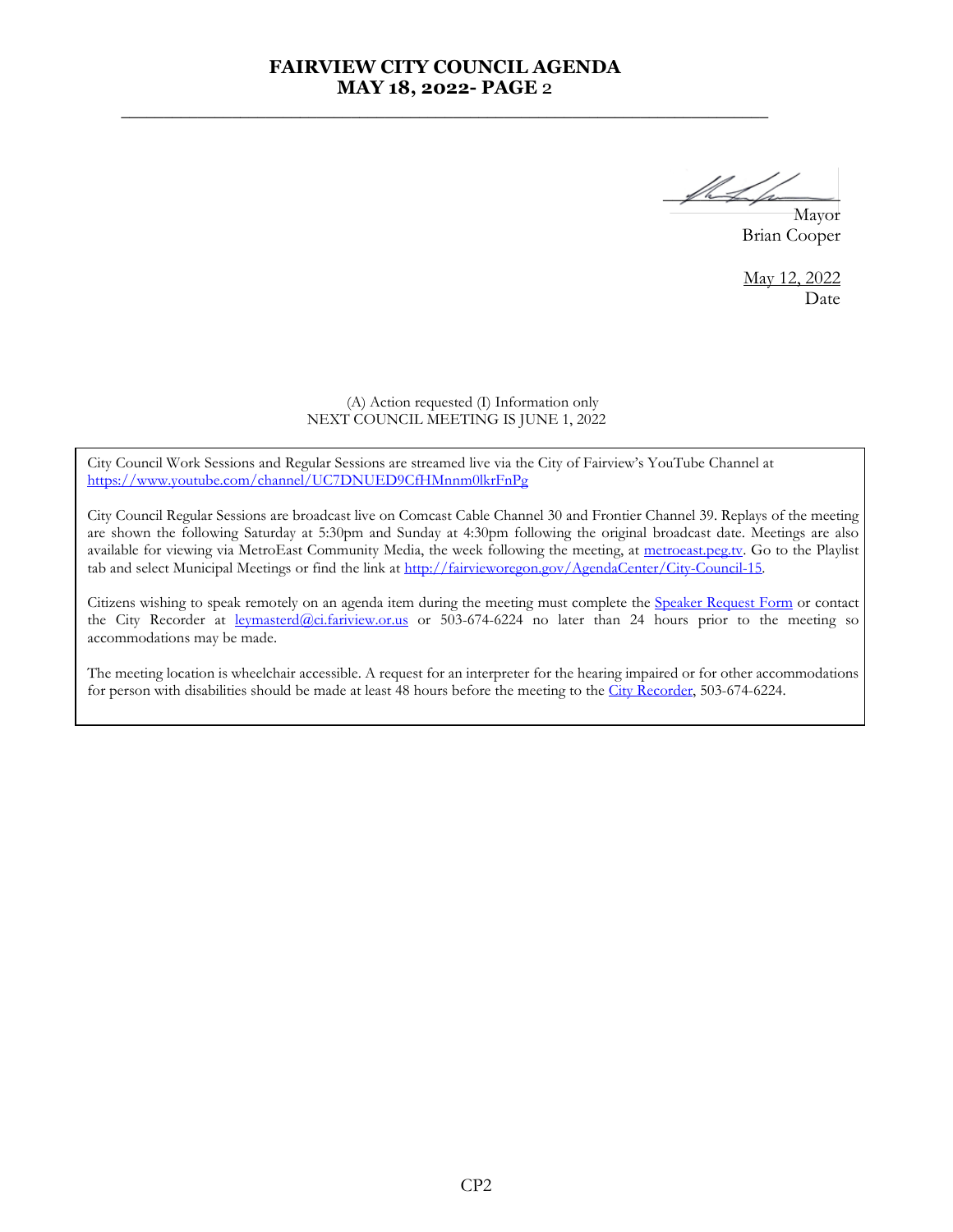Mayor
Brian Cooper

May 12, 2022
Date

(A) Action requested (I) Information only
NEXT COUNCIL MEETING IS JUNE 1, 2022

City Council Work Sessions and Regular Sessions are streamed live via the City of Fairview's YouTube Channel at https://www.youtube.com/channel/UC7DNUED9CfHMnnm0lkrFnPg

City Council Regular Sessions are broadcast live on Comcast Cable Channel 30 and Frontier Channel 39. Replays of the meeting are shown the following Saturday at 5:30pm and Sunday at 4:30pm following the original broadcast date. Meetings are also available for viewing via MetroEast Community Media, the week following the meeting, at metroeast.peg.tv. Go to the Playlist tab and select Municipal Meetings or find the link at http://fairvieworegon.gov/AgendaCenter/City-Council-15.

Citizens wishing to speak remotely on an agenda item during the meeting must complete the Speaker Request Form or contact the City Recorder at leymasterd@ci.fariview.or.us or 503-674-6224 no later than 24 hours prior to the meeting so accommodations may be made.

The meeting location is wheelchair accessible. A request for an interpreter for the hearing impaired or for other accommodations for person with disabilities should be made at least 48 hours before the meeting to the City Recorder, 503-674-6224.